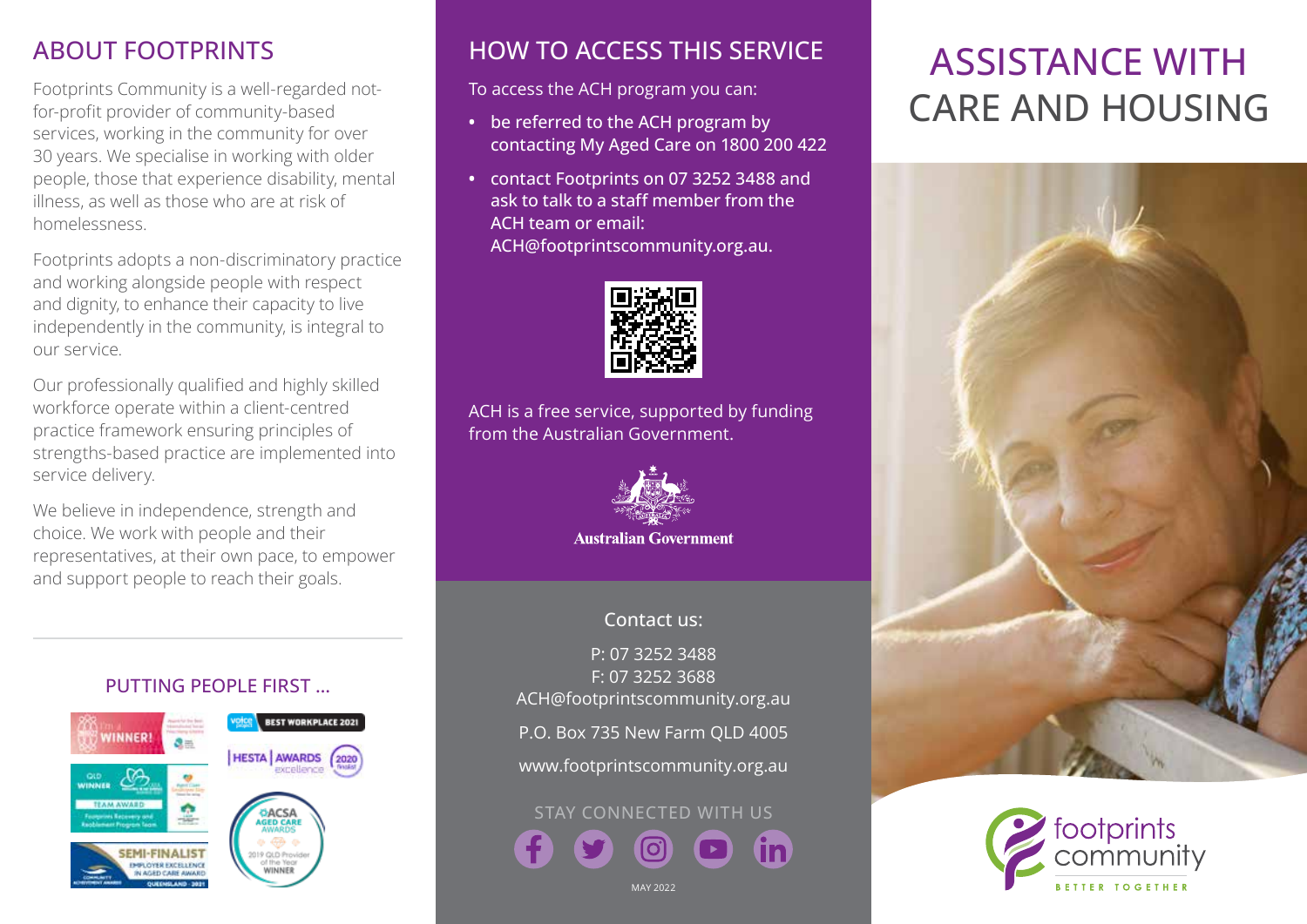# ASSISTANCE WITH CARE AND HOUSING

## ABOUT FOOTPRINTS

Footprints Community is a well-regarded not-for-profit provider of community-based services, working in the community for over 30 years. We specialise in working with older people, those that experience disability, mental illness, as well as those who are at risk of homelessness.

Footprints adopts a non-discriminatory practice and working alongside people with respect and dignity, to enhance their capacity to live independently in the community, is integral to our service.

Our professionally qualified and highly skilled workforce operate within a client-centred practice framework ensuring principles of strengths-based practice are implemented into service delivery.

We believe in independence, strength and choice. We work with people and their representatives, at their own pace, to empower and support people to reach their goals.

### PUTTING PEOPLE FIRST ...

## HOW TO ACCESS THIS SERVICE

To access the ACH program you can:

- be referred to the ACH program by contacting My Aged Care on 1800 200 422
- contact Footprints on 07 3252 3488 and ask to talk to a staff member from the ACH team or email: ACH@footprintscommunity.org.au.

ACH is a free service, supported by funding from the Australian Government.

Australian Government

Contact us:

P: 07 3252 3488
F: 07 3252 3688
ACH@footprintscommunity.org.au

P.O. Box 735 New Farm QLD 4005

www.footprintscommunity.org.au

STAY CONNECTED WITH US

MAY 2022

footprints community

BETTER TOGETHER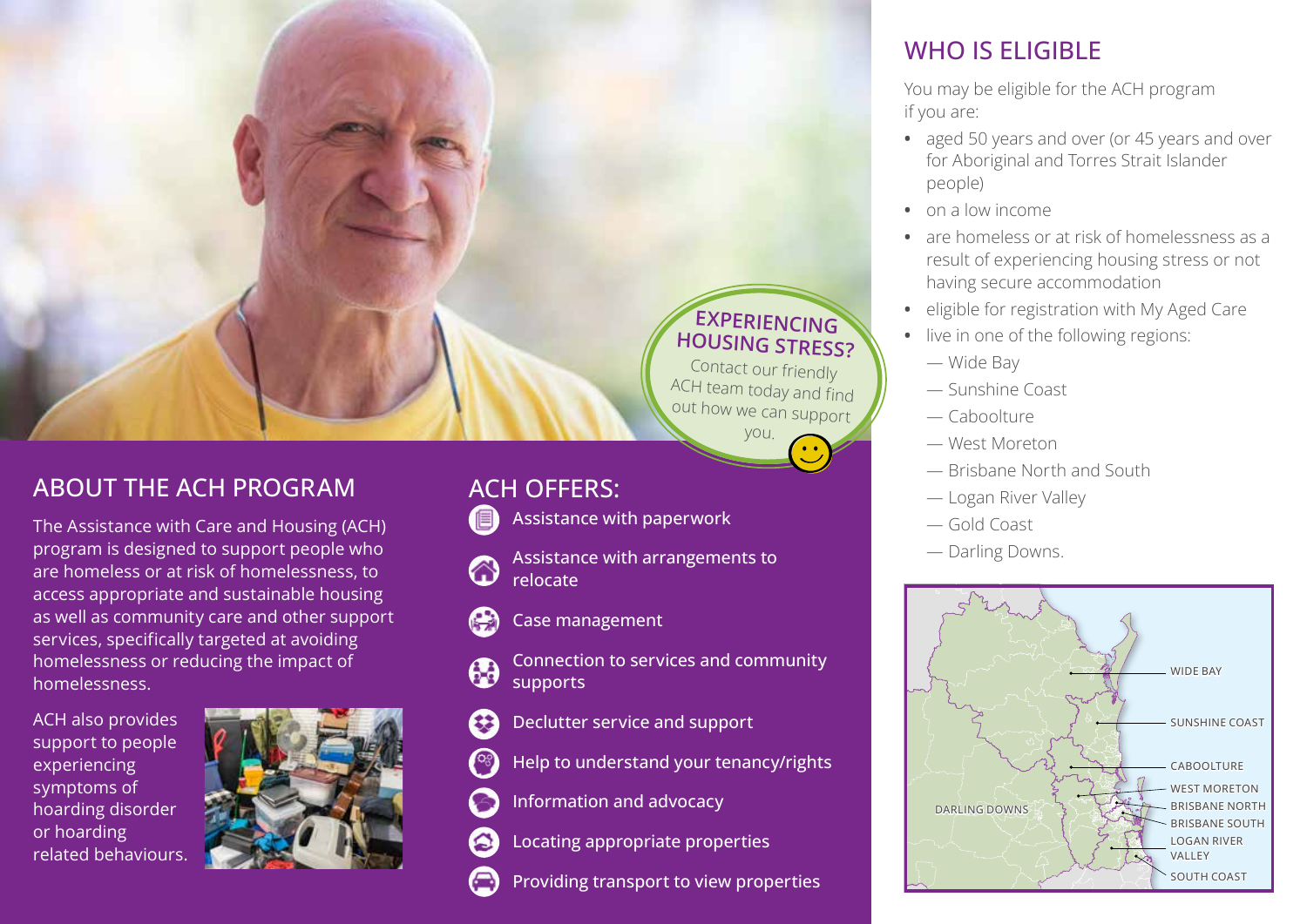**EXPERIENCING HOUSING STRESS?**

Contact our friendly ACH team today and find out how we can support you.

## ABOUT THE ACH PROGRAM

The Assistance with Care and Housing (ACH) program is designed to support people who are homeless or at risk of homelessness, to access appropriate and sustainable housing as well as community care and other support services, specifically targeted at avoiding homelessness or reducing the impact of homelessness.

ACH also provides support to people experiencing symptoms of hoarding disorder or hoarding related behaviours.

## ACH OFFERS:

- Assistance with paperwork
- Assistance with arrangements to relocate
- Case management
- Connection to services and community supports
- Declutter service and support
- Help to understand your tenancy/rights
- Information and advocacy
- Locating appropriate properties
- Providing transport to view properties

## WHO IS ELIGIBLE

You may be eligible for the ACH program if you are:

- aged 50 years and over (or 45 years and over for Aboriginal and Torres Strait Islander people)
- on a low income
- are homeless or at risk of homelessness as a result of experiencing housing stress or not having secure accommodation
- eligible for registration with My Aged Care
- live in one of the following regions:
  - Wide Bay
  - Sunshine Coast
  - Caboolture
  - West Moreton
  - Brisbane North and South
  - Logan River Valley
  - Gold Coast
  - Darling Downs.

WIDE BAY
SUNSHINE COAST
CABOOLTURE
WEST MORETON
BRISBANE NORTH
BRISBANE SOUTH
LOGAN RIVER VALLEY
SOUTH COAST
DARLING DOWNS